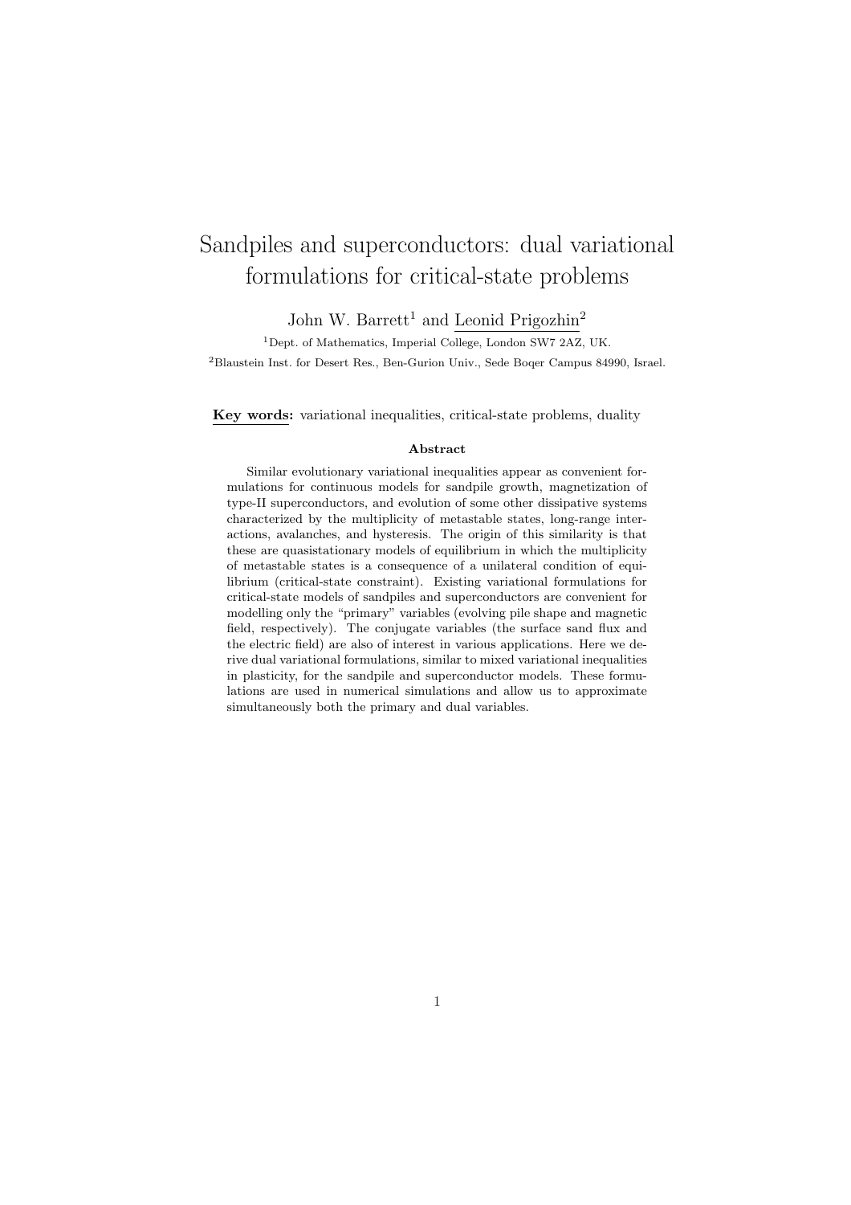# Sandpiles and superconductors: dual variational formulations for critical-state problems

John W. Barrett[1] and Leonid Prigozhin[2]

[1]Dept. of Mathematics, Imperial College, London SW7 2AZ, UK.

[2]Blaustein Inst. for Desert Res., Ben-Gurion Univ., Sede Boqer Campus 84990, Israel.

**Key words:** variational inequalities, critical-state problems, duality

### Abstract

Similar evolutionary variational inequalities appear as convenient formulations for continuous models for sandpile growth, magnetization of type-II superconductors, and evolution of some other dissipative systems characterized by the multiplicity of metastable states, long-range interactions, avalanches, and hysteresis. The origin of this similarity is that these are quasistationary models of equilibrium in which the multiplicity of metastable states is a consequence of a unilateral condition of equilibrium (critical-state constraint). Existing variational formulations for critical-state models of sandpiles and superconductors are convenient for modelling only the "primary" variables (evolving pile shape and magnetic field, respectively). The conjugate variables (the surface sand flux and the electric field) are also of interest in various applications. Here we derive dual variational formulations, similar to mixed variational inequalities in plasticity, for the sandpile and superconductor models. These formulations are used in numerical simulations and allow us to approximate simultaneously both the primary and dual variables.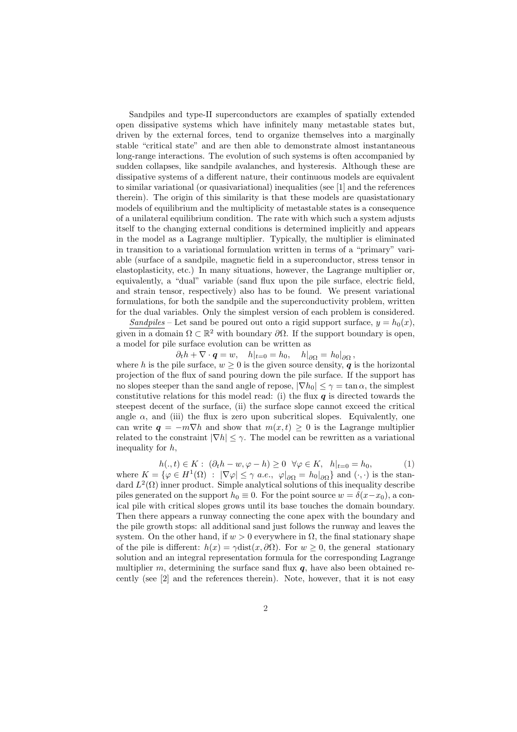Sandpiles and type-II superconductors are examples of spatially extended open dissipative systems which have infinitely many metastable states but, driven by the external forces, tend to organize themselves into a marginally stable "critical state" and are then able to demonstrate almost instantaneous long-range interactions. The evolution of such systems is often accompanied by sudden collapses, like sandpile avalanches, and hysteresis. Although these are dissipative systems of a different nature, their continuous models are equivalent to similar variational (or quasivariational) inequalities (see [1] and the references therein). The origin of this similarity is that these models are quasistationary models of equilibrium and the multiplicity of metastable states is a consequence of a unilateral equilibrium condition. The rate with which such a system adjusts itself to the changing external conditions is determined implicitly and appears in the model as a Lagrange multiplier. Typically, the multiplier is eliminated in transition to a variational formulation written in terms of a "primary" variable (surface of a sandpile, magnetic field in a superconductor, stress tensor in elastoplasticity, etc.) In many situations, however, the Lagrange multiplier or, equivalently, a "dual" variable (sand flux upon the pile surface, electric field, and strain tensor, respectively) also has to be found. We present variational formulations, for both the sandpile and the superconductivity problem, written for the dual variables. Only the simplest version of each problem is considered.

<u>Sandpiles</u> – Let sand be poured out onto a rigid support surface, $y = h_0(x)$, given in a domain $\Omega \subset \mathbb{R}^2$ with boundary $\partial\Omega$. If the support boundary is open, a model for pile surface evolution can be written as

$$\partial_t h + \nabla \cdot \boldsymbol{q} = w, \quad h|_{t=0} = h_0, \quad h|_{\partial\Omega} = h_0|_{\partial\Omega},$$

where $h$ is the pile surface, $w \geq 0$ is the given source density, $\boldsymbol{q}$ is the horizontal projection of the flux of sand pouring down the pile surface. If the support has no slopes steeper than the sand angle of repose, $|\nabla h_0| \leq \gamma = \tan\alpha$, the simplest constitutive relations for this model read: (i) the flux $\boldsymbol{q}$ is directed towards the steepest decent of the surface, (ii) the surface slope cannot exceed the critical angle $\alpha$, and (iii) the flux is zero upon subcritical slopes. Equivalently, one can write $\boldsymbol{q} = -m\nabla h$ and show that $m(x,t) \geq 0$ is the Lagrange multiplier related to the constraint $|\nabla h| \leq \gamma$. The model can be rewritten as a variational inequality for $h$,

$$h(.,t) \in K: \ (\partial_t h - w, \varphi - h) \geq 0 \quad \forall \varphi \in K, \quad h|_{t=0} = h_0, \tag{1}$$

where $K = \{\varphi \in H^1(\Omega) \ : \ |\nabla\varphi| \leq \gamma \ a.e., \ \varphi|_{\partial\Omega} = h_0|_{\partial\Omega}\}$ and $(\cdot,\cdot)$ is the standard $L^2(\Omega)$ inner product. Simple analytical solutions of this inequality describe piles generated on the support $h_0 \equiv 0$. For the point source $w = \delta(x - x_0)$, a conical pile with critical slopes grows until its base touches the domain boundary. Then there appears a runway connecting the cone apex with the boundary and the pile growth stops: all additional sand just follows the runway and leaves the system. On the other hand, if $w > 0$ everywhere in $\Omega$, the final stationary shape of the pile is different: $h(x) = \gamma\text{dist}(x, \partial\Omega)$. For $w \geq 0$, the general stationary solution and an integral representation formula for the corresponding Lagrange multiplier $m$, determining the surface sand flux $\boldsymbol{q}$, have also been obtained recently (see [2] and the references therein). Note, however, that it is not easy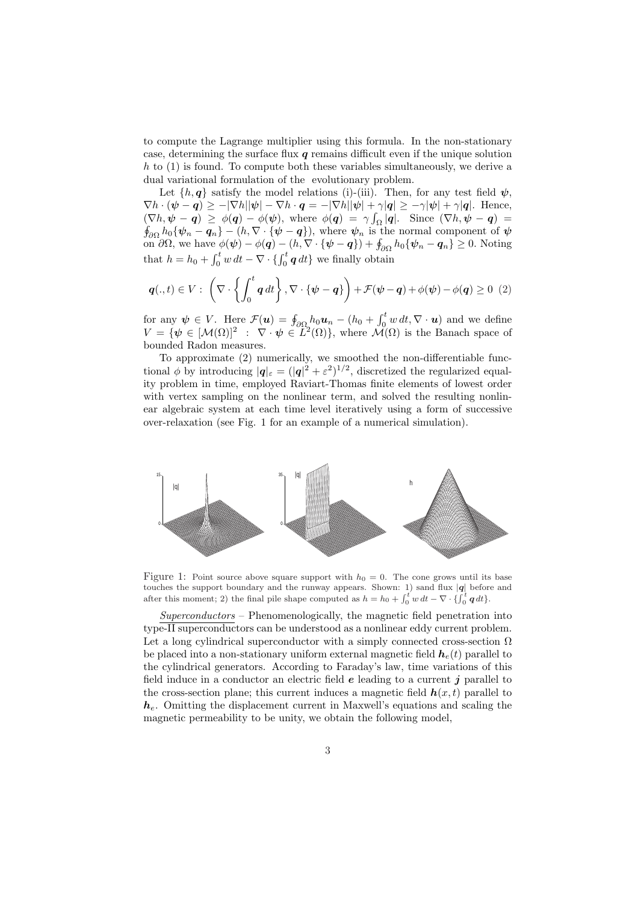to compute the Lagrange multiplier using this formula. In the non-stationary case, determining the surface flux $\boldsymbol{q}$ remains difficult even if the unique solution $h$ to (1) is found. To compute both these variables simultaneously, we derive a dual variational formulation of the evolutionary problem.

Let $\{h, \boldsymbol{q}\}$ satisfy the model relations (i)-(iii). Then, for any test field $\boldsymbol{\psi}$, $\nabla h \cdot (\boldsymbol{\psi} - \boldsymbol{q}) \geq -|\nabla h||\boldsymbol{\psi}| - \nabla h \cdot \boldsymbol{q} = -|\nabla h||\boldsymbol{\psi}| + \gamma|\boldsymbol{q}| \geq -\gamma|\boldsymbol{\psi}| + \gamma|\boldsymbol{q}|$. Hence, $(\nabla h, \boldsymbol{\psi} - \boldsymbol{q}) \geq \phi(\boldsymbol{q}) - \phi(\boldsymbol{\psi})$, where $\phi(\boldsymbol{q}) = \gamma \int_\Omega |\boldsymbol{q}|$. Since $(\nabla h, \boldsymbol{\psi} - \boldsymbol{q}) = \oint_{\partial\Omega} h_0\{\boldsymbol{\psi}_n - \boldsymbol{q}_n\} - (h, \nabla \cdot \{\boldsymbol{\psi} - \boldsymbol{q}\})$, where $\boldsymbol{\psi}_n$ is the normal component of $\boldsymbol{\psi}$ on $\partial\Omega$, we have $\phi(\boldsymbol{\psi}) - \phi(\boldsymbol{q}) - (h, \nabla \cdot \{\boldsymbol{\psi} - \boldsymbol{q}\}) + \oint_{\partial\Omega} h_0\{\boldsymbol{\psi}_n - \boldsymbol{q}_n\} \geq 0$. Noting that $h = h_0 + \int_0^t w\, dt - \nabla \cdot \{\int_0^t \boldsymbol{q}\, dt\}$ we finally obtain

$$\boldsymbol{q}(.,t) \in V: \left(\nabla \cdot \left\{\int_0^t \boldsymbol{q}\, dt\right\}, \nabla \cdot \{\boldsymbol{\psi} - \boldsymbol{q}\}\right) + \mathcal{F}(\boldsymbol{\psi} - \boldsymbol{q}) + \phi(\boldsymbol{\psi}) - \phi(\boldsymbol{q}) \geq 0 \quad (2)$$

for any $\boldsymbol{\psi} \in V$. Here $\mathcal{F}(\boldsymbol{u}) = \oint_{\partial\Omega} h_0 \boldsymbol{u}_n - (h_0 + \int_0^t w\, dt, \nabla \cdot \boldsymbol{u})$ and we define $V = \{\boldsymbol{\psi} \in [\mathcal{M}(\Omega)]^2 \ : \ \nabla \cdot \boldsymbol{\psi} \in L^2(\Omega)\}$, where $\mathcal{M}(\Omega)$ is the Banach space of bounded Radon measures.

To approximate (2) numerically, we smoothed the non-differentiable functional $\phi$ by introducing $|\boldsymbol{q}|_\varepsilon = (|\boldsymbol{q}|^2 + \varepsilon^2)^{1/2}$, discretized the regularized equality problem in time, employed Raviart-Thomas finite elements of lowest order with vertex sampling on the nonlinear term, and solved the resulting nonlinear algebraic system at each time level iteratively using a form of successive over-relaxation (see Fig. 1 for an example of a numerical simulation).

15
|q|
0

35
|q|
0

h

Figure 1: Point source above square support with $h_0 = 0$. The cone grows until its base touches the support boundary and the runway appears. Shown: 1) sand flux $|\boldsymbol{q}|$ before and after this moment; 2) the final pile shape computed as $h = h_0 + \int_0^t w\, dt - \nabla \cdot \{\int_0^t \boldsymbol{q}\, dt\}$.

_Superconductors_ – Phenomenologically, the magnetic field penetration into type-II superconductors can be understood as a nonlinear eddy current problem. Let a long cylindrical superconductor with a simply connected cross-section $\Omega$ be placed into a non-stationary uniform external magnetic field $\boldsymbol{h}_e(t)$ parallel to the cylindrical generators. According to Faraday's law, time variations of this field induce in a conductor an electric field $\boldsymbol{e}$ leading to a current $\boldsymbol{j}$ parallel to the cross-section plane; this current induces a magnetic field $\boldsymbol{h}(x,t)$ parallel to $\boldsymbol{h}_e$. Omitting the displacement current in Maxwell's equations and scaling the magnetic permeability to be unity, we obtain the following model,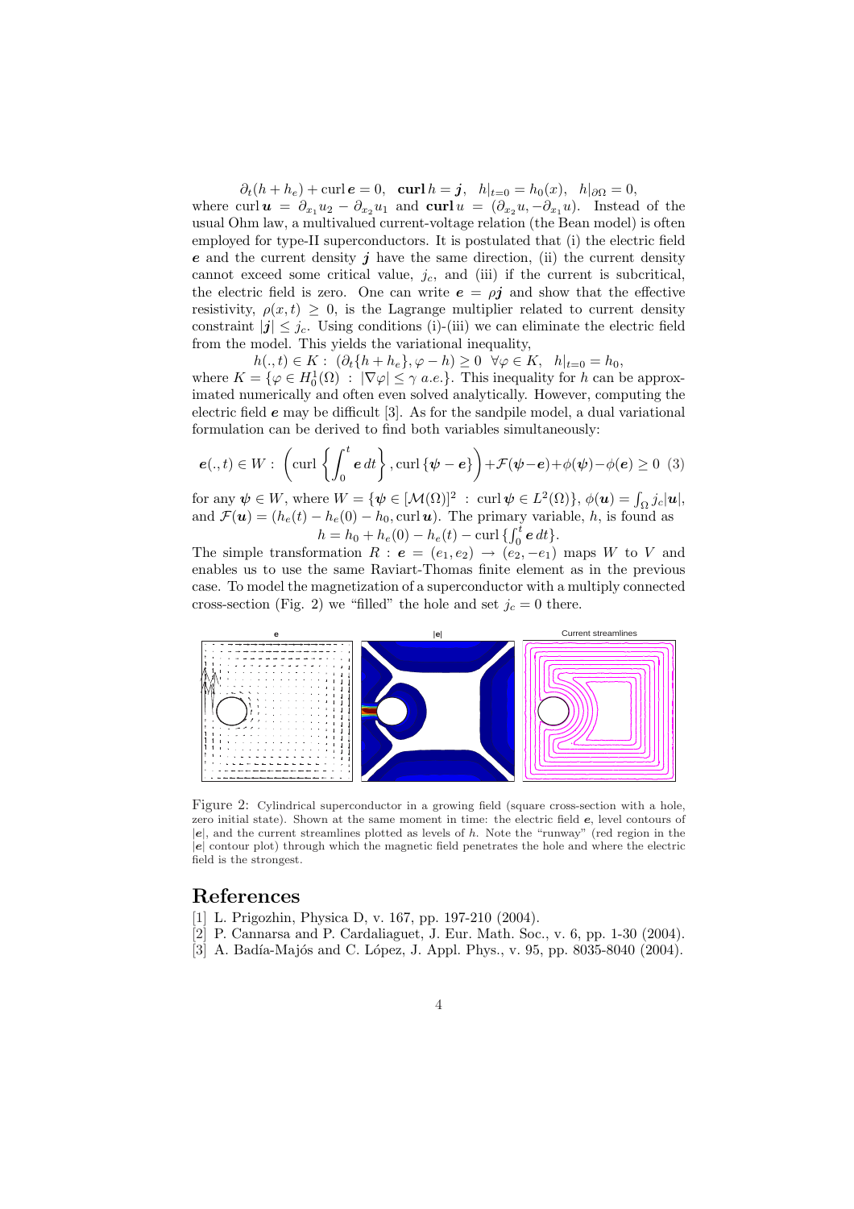$$\partial_t(h+h_e)+\operatorname{curl}\boldsymbol{e}=0,\quad \mathbf{curl}\,h=\boldsymbol{j},\quad h|_{t=0}=h_0(x),\quad h|_{\partial\Omega}=0,$$

where $\operatorname{curl}\boldsymbol{u}=\partial_{x_1}u_2-\partial_{x_2}u_1$ and $\mathbf{curl}\,u=(\partial_{x_2}u,-\partial_{x_1}u)$. Instead of the usual Ohm law, a multivalued current-voltage relation (the Bean model) is often employed for type-II superconductors. It is postulated that (i) the electric field $\boldsymbol{e}$ and the current density $\boldsymbol{j}$ have the same direction, (ii) the current density cannot exceed some critical value, $j_c$, and (iii) if the current is subcritical, the electric field is zero. One can write $\boldsymbol{e}=\rho\boldsymbol{j}$ and show that the effective resistivity, $\rho(x,t)\geq 0$, is the Lagrange multiplier related to current density constraint $|\boldsymbol{j}|\leq j_c$. Using conditions (i)-(iii) we can eliminate the electric field from the model. This yields the variational inequality,

$$h(.,t)\in K:\ (\partial_t\{h+h_e\},\varphi-h)\geq 0\quad \forall\varphi\in K,\quad h|_{t=0}=h_0,$$

where $K=\{\varphi\in H_0^1(\Omega)\ :\ |\nabla\varphi|\leq\gamma\ a.e.\}$. This inequality for $h$ can be approximated numerically and often even solved analytically. However, computing the electric field $\boldsymbol{e}$ may be difficult [3]. As for the sandpile model, a dual variational formulation can be derived to find both variables simultaneously:

$$\boldsymbol{e}(.,t)\in W:\ \left(\operatorname{curl}\left\{\int_0^t\boldsymbol{e}\,dt\right\},\operatorname{curl}\{\boldsymbol{\psi}-\boldsymbol{e}\}\right)+\mathcal{F}(\boldsymbol{\psi}-\boldsymbol{e})+\phi(\boldsymbol{\psi})-\phi(\boldsymbol{e})\geq 0 \quad (3)$$

for any $\boldsymbol{\psi}\in W$, where $W=\{\boldsymbol{\psi}\in[\mathcal{M}(\Omega)]^2\ :\ \operatorname{curl}\boldsymbol{\psi}\in L^2(\Omega)\}$, $\phi(\boldsymbol{u})=\int_\Omega j_c|\boldsymbol{u}|$, and $\mathcal{F}(\boldsymbol{u})=(h_e(t)-h_e(0)-h_0,\operatorname{curl}\boldsymbol{u})$. The primary variable, $h$, is found as

$$h=h_0+h_e(0)-h_e(t)-\operatorname{curl}\left\{\int_0^t\boldsymbol{e}\,dt\right\}.$$

The simple transformation $R:\boldsymbol{e}=(e_1,e_2)\to(e_2,-e_1)$ maps $W$ to $V$ and enables us to use the same Raviart-Thomas finite element as in the previous case. To model the magnetization of a superconductor with a multiply connected cross-section (Fig. 2) we "filled" the hole and set $j_c=0$ there.

e

|e|

Current streamlines

Figure 2: Cylindrical superconductor in a growing field (square cross-section with a hole, zero initial state). Shown at the same moment in time: the electric field $\boldsymbol{e}$, level contours of $|\boldsymbol{e}|$, and the current streamlines plotted as levels of $h$. Note the "runway" (red region in the $|\boldsymbol{e}|$ contour plot) through which the magnetic field penetrates the hole and where the electric field is the strongest.

# References

[1] L. Prigozhin, Physica D, v. 167, pp. 197-210 (2004).

[2] P. Cannarsa and P. Cardaliaguet, J. Eur. Math. Soc., v. 6, pp. 1-30 (2004).

[3] A. Badía-Majós and C. López, J. Appl. Phys., v. 95, pp. 8035-8040 (2004).